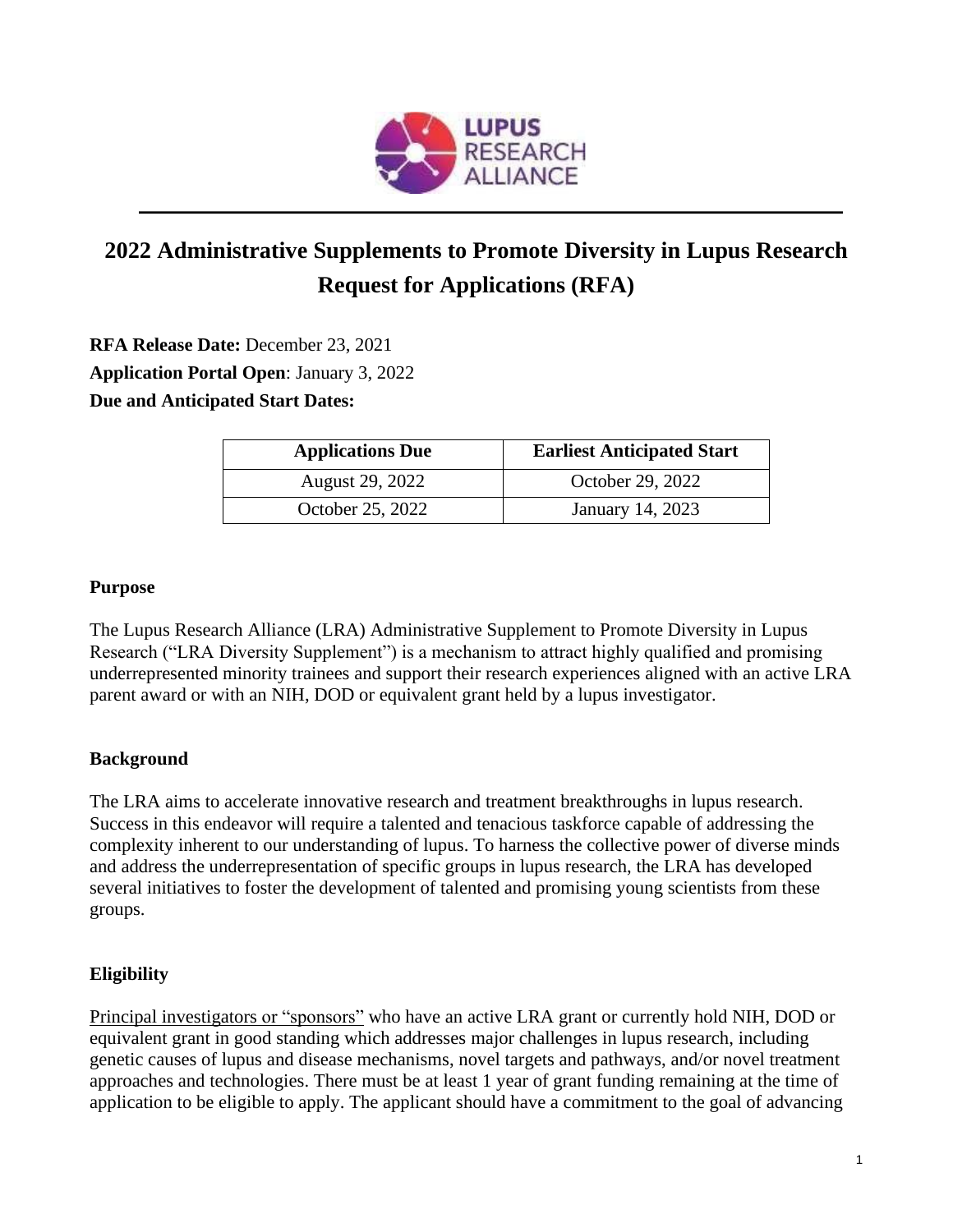# 2022 Administrative Supplements to Promote Diversity in Lupus Research Request for Applications (RFA)

**RFA Release Date:** December 23, 2021

**Application Portal Open**: January 3, 2022

**Due and Anticipated Start Dates:**

| Applications Due | Earliest Anticipated Start |
| --- | --- |
| August 29, 2022 | October 29, 2022 |
| October 25, 2022 | January 14, 2023 |

**Purpose**

The Lupus Research Alliance (LRA) Administrative Supplement to Promote Diversity in Lupus Research ("LRA Diversity Supplement") is a mechanism to attract highly qualified and promising underrepresented minority trainees and support their research experiences aligned with an active LRA parent award or with an NIH, DOD or equivalent grant held by a lupus investigator.

**Background**

The LRA aims to accelerate innovative research and treatment breakthroughs in lupus research. Success in this endeavor will require a talented and tenacious taskforce capable of addressing the complexity inherent to our understanding of lupus. To harness the collective power of diverse minds and address the underrepresentation of specific groups in lupus research, the LRA has developed several initiatives to foster the development of talented and promising young scientists from these groups.

**Eligibility**

Principal investigators or "sponsors" who have an active LRA grant or currently hold NIH, DOD or equivalent grant in good standing which addresses major challenges in lupus research, including genetic causes of lupus and disease mechanisms, novel targets and pathways, and/or novel treatment approaches and technologies. There must be at least 1 year of grant funding remaining at the time of application to be eligible to apply. The applicant should have a commitment to the goal of advancing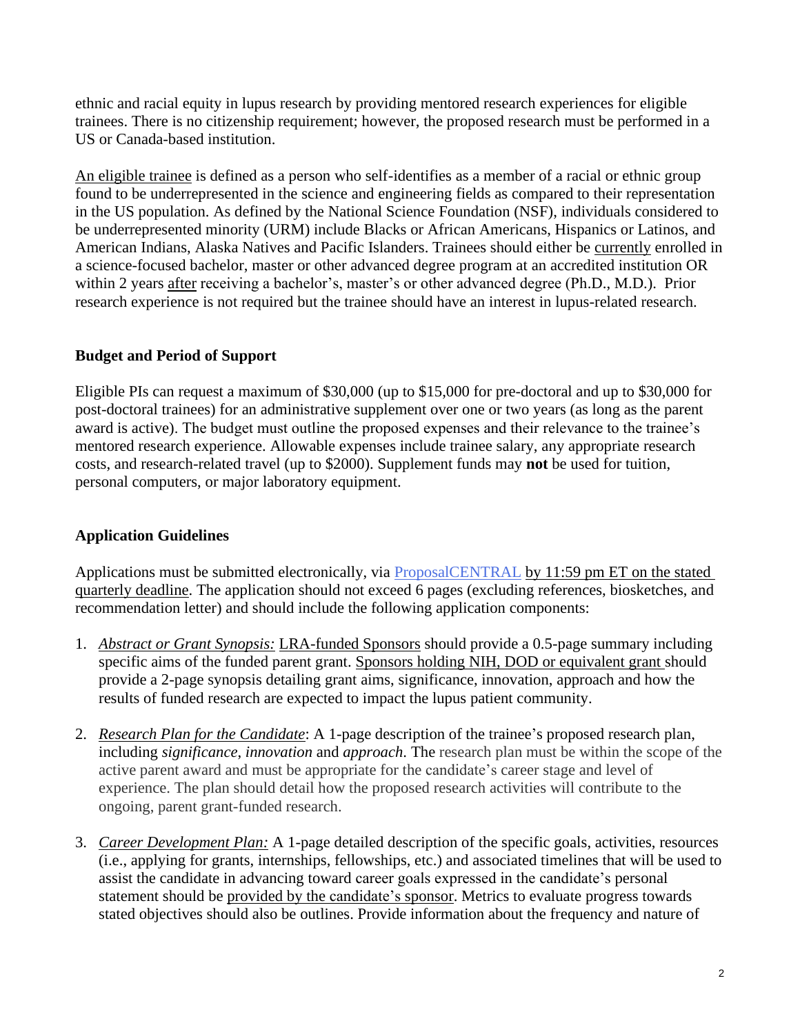ethnic and racial equity in lupus research by providing mentored research experiences for eligible trainees. There is no citizenship requirement; however, the proposed research must be performed in a US or Canada-based institution.

An eligible trainee is defined as a person who self-identifies as a member of a racial or ethnic group found to be underrepresented in the science and engineering fields as compared to their representation in the US population. As defined by the National Science Foundation (NSF), individuals considered to be underrepresented minority (URM) include Blacks or African Americans, Hispanics or Latinos, and American Indians, Alaska Natives and Pacific Islanders. Trainees should either be currently enrolled in a science-focused bachelor, master or other advanced degree program at an accredited institution OR within 2 years after receiving a bachelor's, master's or other advanced degree (Ph.D., M.D.). Prior research experience is not required but the trainee should have an interest in lupus-related research.

## Budget and Period of Support

Eligible PIs can request a maximum of $30,000 (up to $15,000 for pre-doctoral and up to $30,000 for post-doctoral trainees) for an administrative supplement over one or two years (as long as the parent award is active). The budget must outline the proposed expenses and their relevance to the trainee's mentored research experience. Allowable expenses include trainee salary, any appropriate research costs, and research-related travel (up to $2000). Supplement funds may **not** be used for tuition, personal computers, or major laboratory equipment.

## Application Guidelines

Applications must be submitted electronically, via ProposalCENTRAL by 11:59 pm ET on the stated quarterly deadline. The application should not exceed 6 pages (excluding references, biosketches, and recommendation letter) and should include the following application components:

1. *Abstract or Grant Synopsis:* LRA-funded Sponsors should provide a 0.5-page summary including specific aims of the funded parent grant. Sponsors holding NIH, DOD or equivalent grant should provide a 2-page synopsis detailing grant aims, significance, innovation, approach and how the results of funded research are expected to impact the lupus patient community.

2. *Research Plan for the Candidate*: A 1-page description of the trainee's proposed research plan, including *significance*, *innovation* and *approach*. The research plan must be within the scope of the active parent award and must be appropriate for the candidate's career stage and level of experience. The plan should detail how the proposed research activities will contribute to the ongoing, parent grant-funded research.

3. *Career Development Plan:* A 1-page detailed description of the specific goals, activities, resources (i.e., applying for grants, internships, fellowships, etc.) and associated timelines that will be used to assist the candidate in advancing toward career goals expressed in the candidate's personal statement should be provided by the candidate's sponsor. Metrics to evaluate progress towards stated objectives should also be outlines. Provide information about the frequency and nature of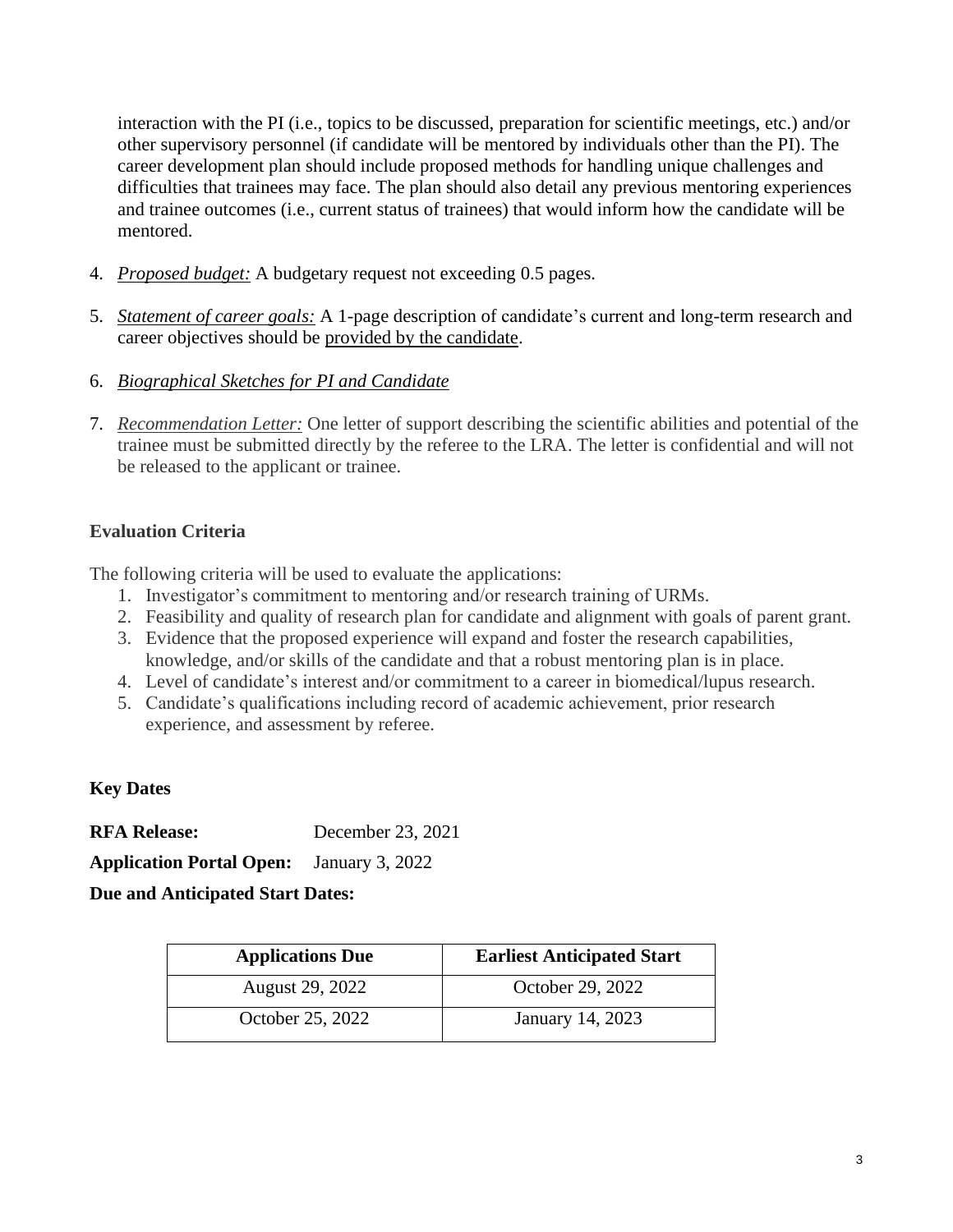interaction with the PI (i.e., topics to be discussed, preparation for scientific meetings, etc.) and/or other supervisory personnel (if candidate will be mentored by individuals other than the PI). The career development plan should include proposed methods for handling unique challenges and difficulties that trainees may face. The plan should also detail any previous mentoring experiences and trainee outcomes (i.e., current status of trainees) that would inform how the candidate will be mentored.

4. *Proposed budget:* A budgetary request not exceeding 0.5 pages.

5. *Statement of career goals:* A 1-page description of candidate's current and long-term research and career objectives should be provided by the candidate.

6. *Biographical Sketches for PI and Candidate*

7. *Recommendation Letter:* One letter of support describing the scientific abilities and potential of the trainee must be submitted directly by the referee to the LRA. The letter is confidential and will not be released to the applicant or trainee.

**Evaluation Criteria**

The following criteria will be used to evaluate the applications:

1. Investigator's commitment to mentoring and/or research training of URMs.
2. Feasibility and quality of research plan for candidate and alignment with goals of parent grant.
3. Evidence that the proposed experience will expand and foster the research capabilities, knowledge, and/or skills of the candidate and that a robust mentoring plan is in place.
4. Level of candidate's interest and/or commitment to a career in biomedical/lupus research.
5. Candidate's qualifications including record of academic achievement, prior research experience, and assessment by referee.

**Key Dates**

**RFA Release:** December 23, 2021

**Application Portal Open:** January 3, 2022

**Due and Anticipated Start Dates:**

| Applications Due | Earliest Anticipated Start |
|---|---|
| August 29, 2022 | October 29, 2022 |
| October 25, 2022 | January 14, 2023 |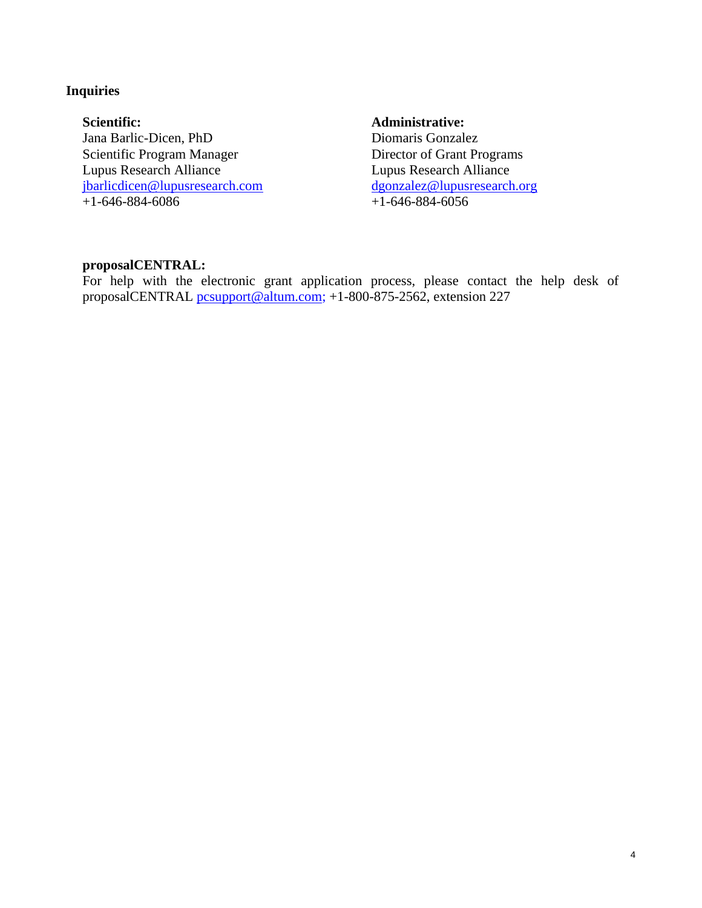**Inquiries**

**Scientific:**
Jana Barlic-Dicen, PhD
Scientific Program Manager
Lupus Research Alliance
jbarlicdicen@lupusresearch.com
+1-646-884-6086

**Administrative:**
Diomaris Gonzalez
Director of Grant Programs
Lupus Research Alliance
dgonzalez@lupusresearch.org
+1-646-884-6056

**proposalCENTRAL:**
For help with the electronic grant application process, please contact the help desk of proposalCENTRAL pcsupport@altum.com; +1-800-875-2562, extension 227